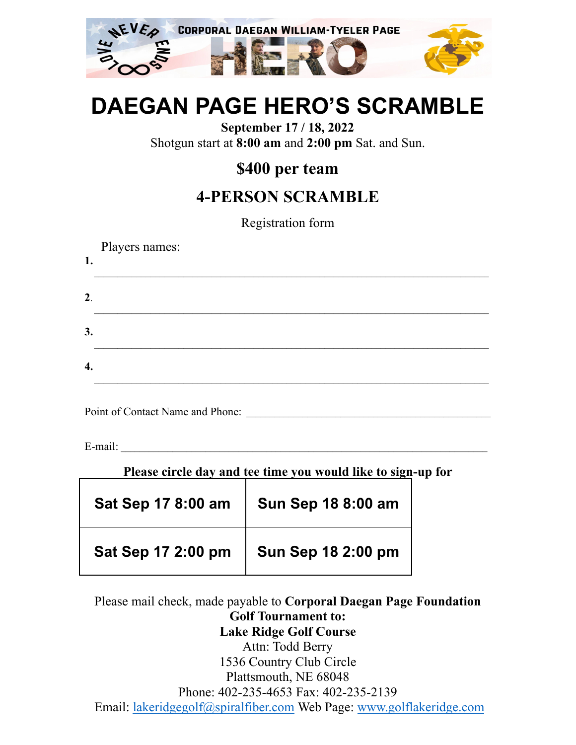LOVE NEVER ENDS ∞

CORPORAL DAEGAN WILLIAM-TYELER PAGE

HERO

# DAEGAN PAGE HERO'S SCRAMBLE

**September 17 / 18, 2022**

Shotgun start at **8:00 am** and **2:00 pm** Sat. and Sun.

## $400 per team

## 4-PERSON SCRAMBLE

Registration form

Players names:

**1.** ____________________________________________________________

**2**. ____________________________________________________________

**3.** ____________________________________________________________

**4.** ____________________________________________________________

Point of Contact Name and Phone: ________________________________________

E-mail: ____________________________________________________________

**Please circle day and tee time you would like to sign-up for**

| | |
|---|---|
| **Sat Sep 17 8:00 am** | **Sun Sep 18 8:00 am** |
| **Sat Sep 17 2:00 pm** | **Sun Sep 18 2:00 pm** |

Please mail check, made payable to **Corporal Daegan Page Foundation Golf Tournament to:**
**Lake Ridge Golf Course**
Attn: Todd Berry
1536 Country Club Circle
Plattsmouth, NE 68048
Phone: 402-235-4653 Fax: 402-235-2139
Email: lakeridgegolf@spiralfiber.com Web Page: www.golflakeridge.com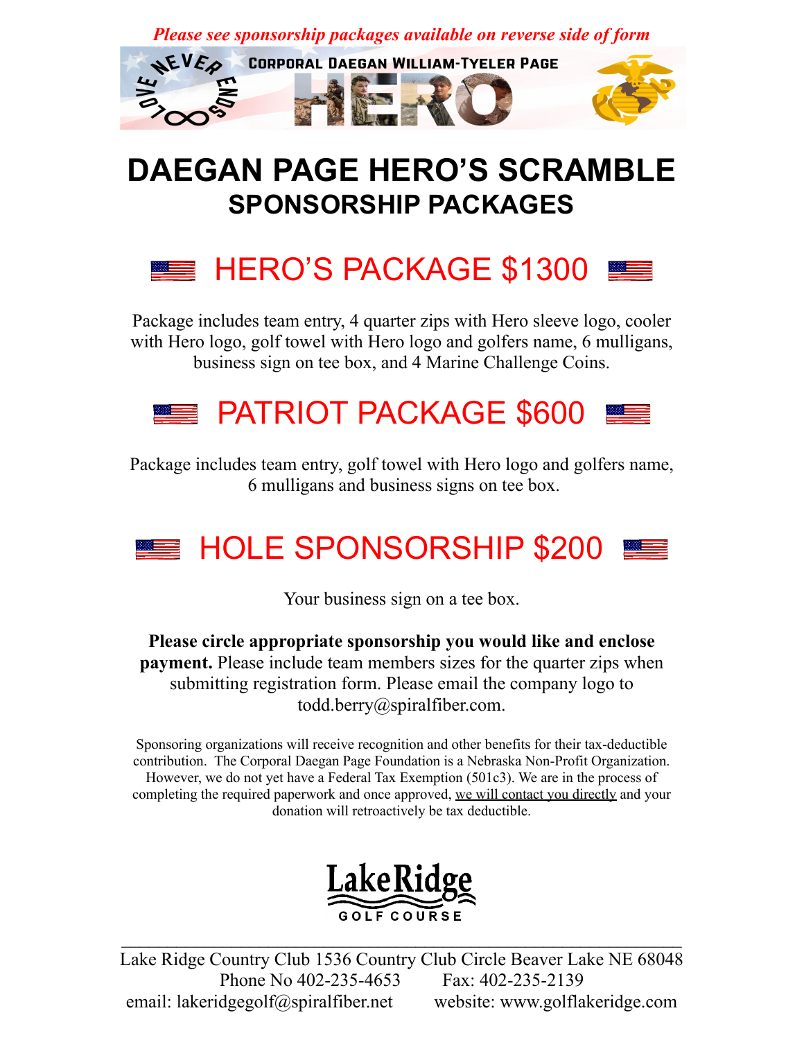*Please see sponsorship packages available on reverse side of form*

CORPORAL DAEGAN WILLIAM-TYELER PAGE

LOVE NEVER ENDS

HERO

# DAEGAN PAGE HERO'S SCRAMBLE

## SPONSORSHIP PACKAGES

## HERO'S PACKAGE $1300

Package includes team entry, 4 quarter zips with Hero sleeve logo, cooler with Hero logo, golf towel with Hero logo and golfers name, 6 mulligans, business sign on tee box, and 4 Marine Challenge Coins.

## PATRIOT PACKAGE $600

Package includes team entry, golf towel with Hero logo and golfers name, 6 mulligans and business signs on tee box.

## HOLE SPONSORSHIP $200

Your business sign on a tee box.

**Please circle appropriate sponsorship you would like and enclose payment.** Please include team members sizes for the quarter zips when submitting registration form. Please email the company logo to todd.berry@spiralfiber.com.

Sponsoring organizations will receive recognition and other benefits for their tax-deductible contribution. The Corporal Daegan Page Foundation is a Nebraska Non-Profit Organization. However, we do not yet have a Federal Tax Exemption (501c3). We are in the process of completing the required paperwork and once approved, we will contact you directly and your donation will retroactively be tax deductible.

LakeRidge GOLF COURSE

Lake Ridge Country Club 1536 Country Club Circle Beaver Lake NE 68048
Phone No 402-235-4653 Fax: 402-235-2139
email: lakeridgegolf@spiralfiber.net website: www.golflakeridge.com